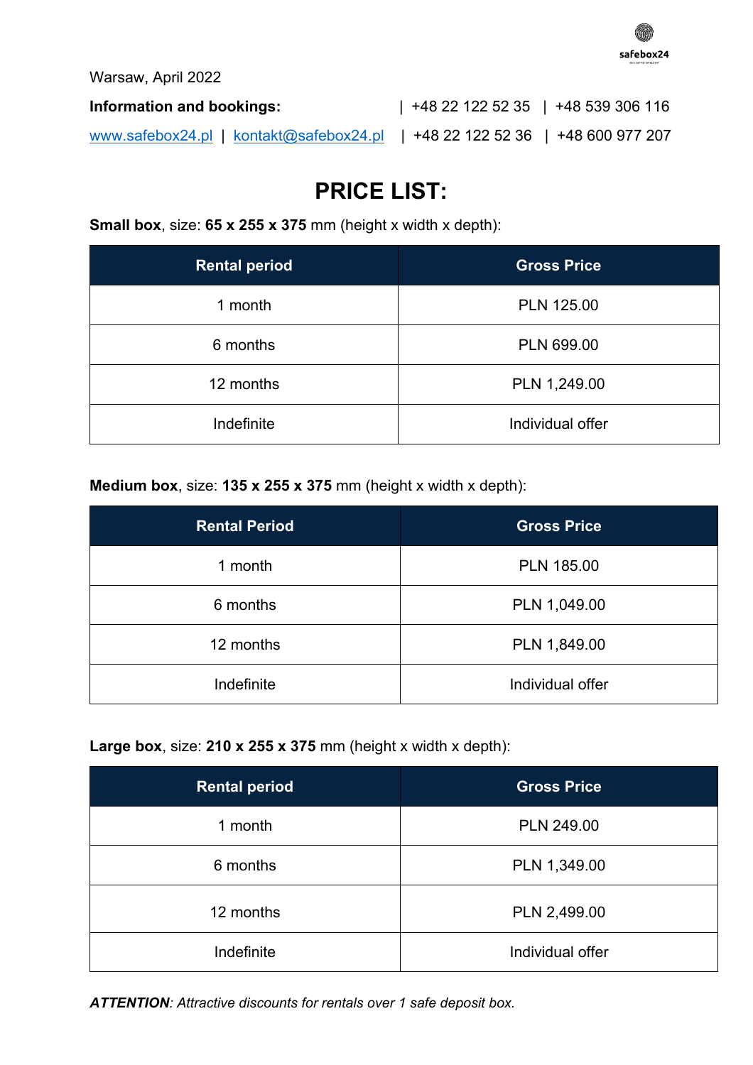safebox24

Warsaw, April 2022

**Information and bookings:** | +48 22 122 52 35 | +48 539 306 116

[www.safebox24.pl](http://www.safebox24.pl) | [kontakt@safebox24.pl](mailto:kontakt@safebox24.pl) | +48 22 122 52 36 | +48 600 977 207

# PRICE LIST:

**Small box**, size: **65 x 255 x 375** mm (height x width x depth):

| Rental period | Gross Price |
| --- | --- |
| 1 month | PLN 125.00 |
| 6 months | PLN 699.00 |
| 12 months | PLN 1,249.00 |
| Indefinite | Individual offer |

**Medium box**, size: **135 x 255 x 375** mm (height x width x depth):

| Rental Period | Gross Price |
| --- | --- |
| 1 month | PLN 185.00 |
| 6 months | PLN 1,049.00 |
| 12 months | PLN 1,849.00 |
| Indefinite | Individual offer |

**Large box**, size: **210 x 255 x 375** mm (height x width x depth):

| Rental period | Gross Price |
| --- | --- |
| 1 month | PLN 249.00 |
| 6 months | PLN 1,349.00 |
| 12 months | PLN 2,499.00 |
| Indefinite | Individual offer |

***ATTENTION**: Attractive discounts for rentals over 1 safe deposit box.*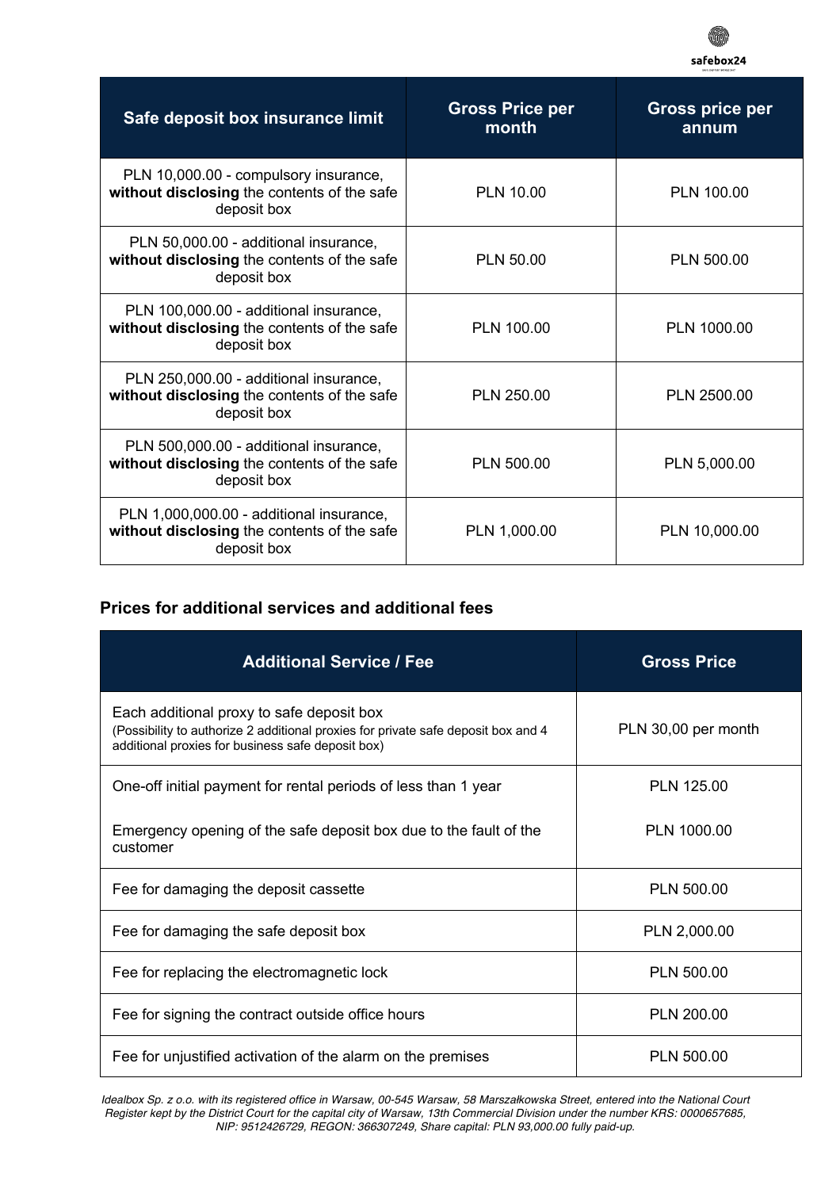| Safe deposit box insurance limit | Gross Price per month | Gross price per annum |
|---|---|---|
| PLN 10,000.00 - compulsory insurance, **without disclosing** the contents of the safe deposit box | PLN 10.00 | PLN 100.00 |
| PLN 50,000.00 - additional insurance, **without disclosing** the contents of the safe deposit box | PLN 50.00 | PLN 500.00 |
| PLN 100,000.00 - additional insurance, **without disclosing** the contents of the safe deposit box | PLN 100.00 | PLN 1000.00 |
| PLN 250,000.00 - additional insurance, **without disclosing** the contents of the safe deposit box | PLN 250.00 | PLN 2500.00 |
| PLN 500,000.00 - additional insurance, **without disclosing** the contents of the safe deposit box | PLN 500.00 | PLN 5,000.00 |
| PLN 1,000,000.00 - additional insurance, **without disclosing** the contents of the safe deposit box | PLN 1,000.00 | PLN 10,000.00 |

## Prices for additional services and additional fees

| Additional Service / Fee | Gross Price |
|---|---|
| Each additional proxy to safe deposit box (Possibility to authorize 2 additional proxies for private safe deposit box and 4 additional proxies for business safe deposit box) | PLN 30,00 per month |
| One-off initial payment for rental periods of less than 1 year<br><br>Emergency opening of the safe deposit box due to the fault of the customer | PLN 125.00<br><br>PLN 1000.00 |
| Fee for damaging the deposit cassette | PLN 500.00 |
| Fee for damaging the safe deposit box | PLN 2,000.00 |
| Fee for replacing the electromagnetic lock | PLN 500.00 |
| Fee for signing the contract outside office hours | PLN 200.00 |
| Fee for unjustified activation of the alarm on the premises | PLN 500.00 |

*Idealbox Sp. z o.o. with its registered office in Warsaw, 00-545 Warsaw, 58 Marszałkowska Street, entered into the National Court Register kept by the District Court for the capital city of Warsaw, 13th Commercial Division under the number KRS: 0000657685, NIP: 9512426729, REGON: 366307249, Share capital: PLN 93,000.00 fully paid-up.*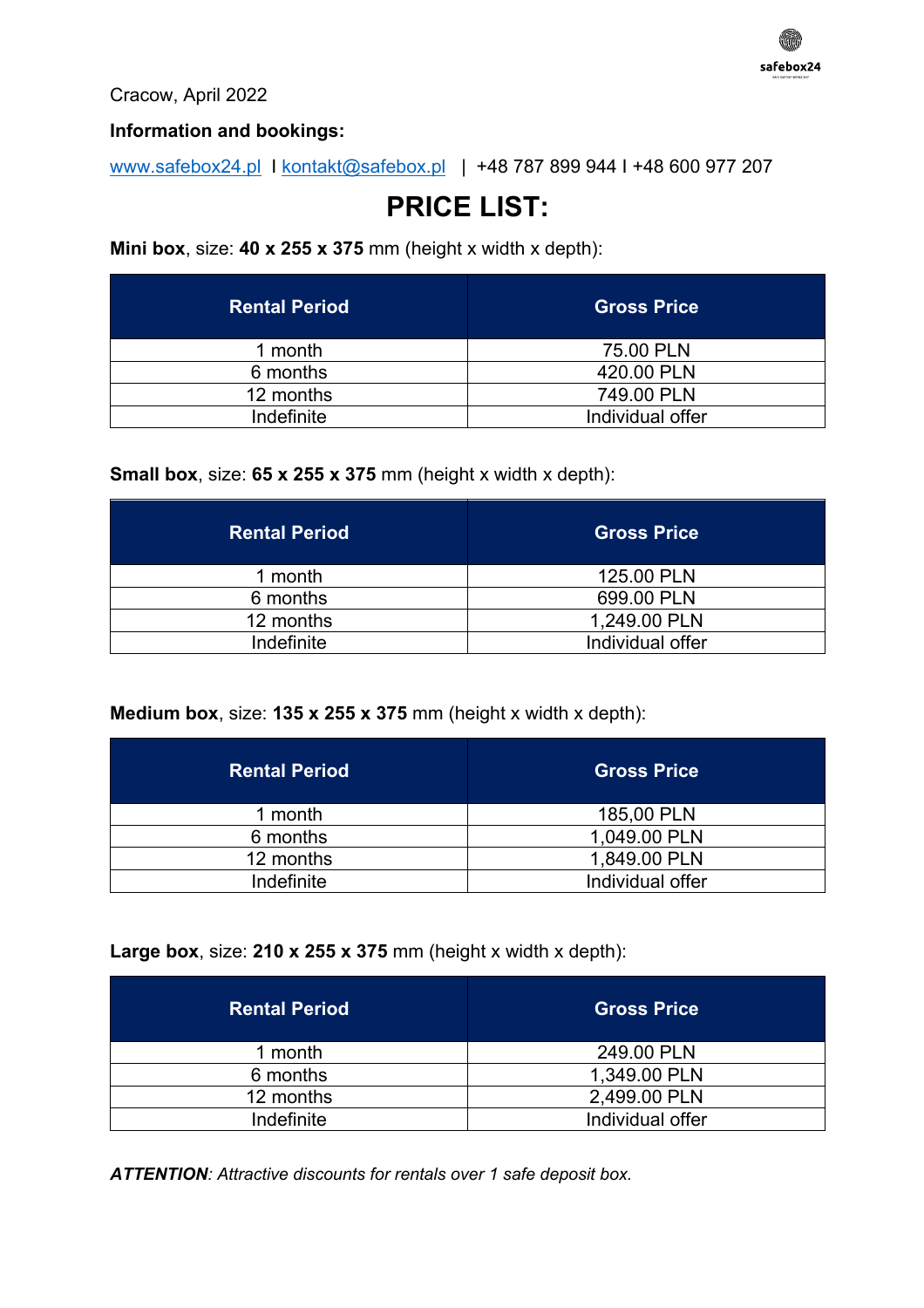Cracow, April 2022

**Information and bookings:**

www.safebox24.pl I kontakt@safebox.pl | +48 787 899 944 I +48 600 977 207

# PRICE LIST:

**Mini box**, size: **40 x 255 x 375** mm (height x width x depth):

| Rental Period | Gross Price |
|---|---|
| 1 month | 75.00 PLN |
| 6 months | 420.00 PLN |
| 12 months | 749.00 PLN |
| Indefinite | Individual offer |

**Small box**, size: **65 x 255 x 375** mm (height x width x depth):

| Rental Period | Gross Price |
|---|---|
| 1 month | 125.00 PLN |
| 6 months | 699.00 PLN |
| 12 months | 1,249.00 PLN |
| Indefinite | Individual offer |

**Medium box**, size: **135 x 255 x 375** mm (height x width x depth):

| Rental Period | Gross Price |
|---|---|
| 1 month | 185,00 PLN |
| 6 months | 1,049.00 PLN |
| 12 months | 1,849.00 PLN |
| Indefinite | Individual offer |

**Large box**, size: **210 x 255 x 375** mm (height x width x depth):

| Rental Period | Gross Price |
|---|---|
| 1 month | 249.00 PLN |
| 6 months | 1,349.00 PLN |
| 12 months | 2,499.00 PLN |
| Indefinite | Individual offer |

***ATTENTION**: Attractive discounts for rentals over 1 safe deposit box.*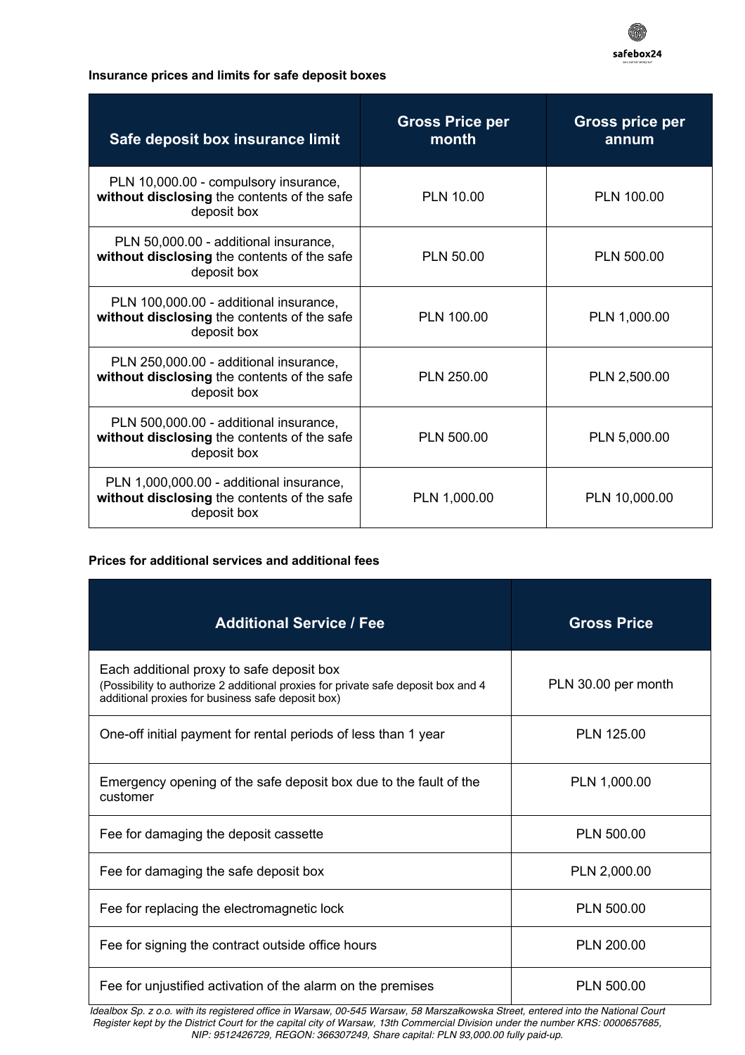**Insurance prices and limits for safe deposit boxes**

| Safe deposit box insurance limit | Gross Price per month | Gross price per annum |
| --- | --- | --- |
| PLN 10,000.00 - compulsory insurance, **without disclosing** the contents of the safe deposit box | PLN 10.00 | PLN 100.00 |
| PLN 50,000.00 - additional insurance, **without disclosing** the contents of the safe deposit box | PLN 50.00 | PLN 500.00 |
| PLN 100,000.00 - additional insurance, **without disclosing** the contents of the safe deposit box | PLN 100.00 | PLN 1,000.00 |
| PLN 250,000.00 - additional insurance, **without disclosing** the contents of the safe deposit box | PLN 250.00 | PLN 2,500.00 |
| PLN 500,000.00 - additional insurance, **without disclosing** the contents of the safe deposit box | PLN 500.00 | PLN 5,000.00 |
| PLN 1,000,000.00 - additional insurance, **without disclosing** the contents of the safe deposit box | PLN 1,000.00 | PLN 10,000.00 |

**Prices for additional services and additional fees**

| Additional Service / Fee | Gross Price |
| --- | --- |
| Each additional proxy to safe deposit box (Possibility to authorize 2 additional proxies for private safe deposit box and 4 additional proxies for business safe deposit box) | PLN 30.00 per month |
| One-off initial payment for rental periods of less than 1 year | PLN 125.00 |
| Emergency opening of the safe deposit box due to the fault of the customer | PLN 1,000.00 |
| Fee for damaging the deposit cassette | PLN 500.00 |
| Fee for damaging the safe deposit box | PLN 2,000.00 |
| Fee for replacing the electromagnetic lock | PLN 500.00 |
| Fee for signing the contract outside office hours | PLN 200.00 |
| Fee for unjustified activation of the alarm on the premises | PLN 500.00 |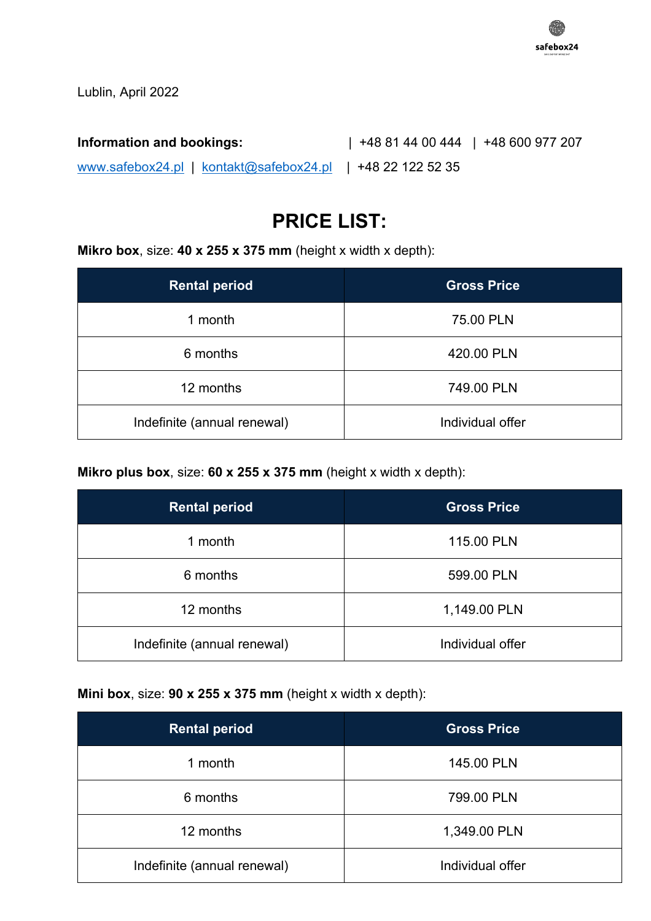Lublin, April 2022

**Information and bookings:** | +48 81 44 00 444 | +48 600 977 207

[www.safebox24.pl](http://www.safebox24.pl) | [kontakt@safebox24.pl](mailto:kontakt@safebox24.pl) | +48 22 122 52 35

# PRICE LIST:

**Mikro box**, size: **40 x 255 x 375 mm** (height x width x depth):

| Rental period | Gross Price |
|---|---|
| 1 month | 75.00 PLN |
| 6 months | 420.00 PLN |
| 12 months | 749.00 PLN |
| Indefinite (annual renewal) | Individual offer |

**Mikro plus box**, size: **60 x 255 x 375 mm** (height x width x depth):

| Rental period | Gross Price |
|---|---|
| 1 month | 115.00 PLN |
| 6 months | 599.00 PLN |
| 12 months | 1,149.00 PLN |
| Indefinite (annual renewal) | Individual offer |

**Mini box**, size: **90 x 255 x 375 mm** (height x width x depth):

| Rental period | Gross Price |
|---|---|
| 1 month | 145.00 PLN |
| 6 months | 799.00 PLN |
| 12 months | 1,349.00 PLN |
| Indefinite (annual renewal) | Individual offer |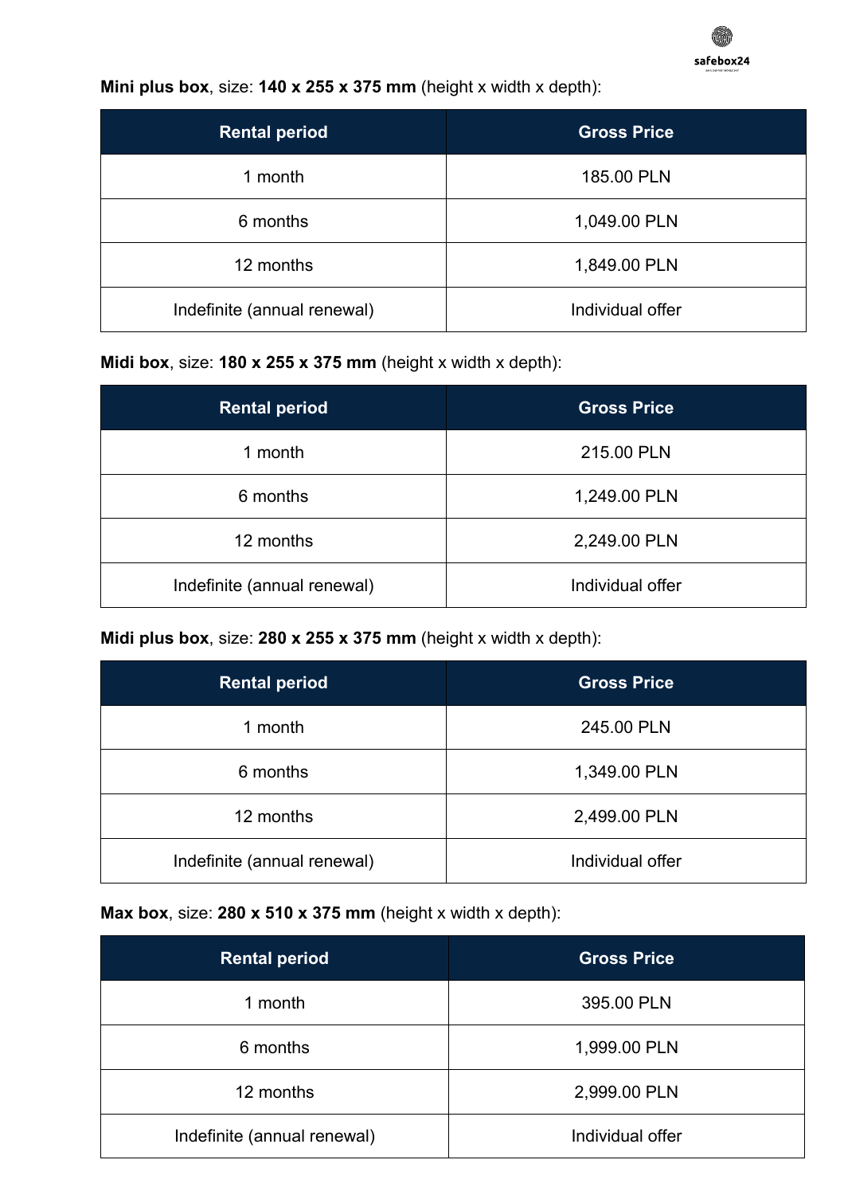**Mini plus box**, size: **140 x 255 x 375 mm** (height x width x depth):

| Rental period | Gross Price |
|---|---|
| 1 month | 185.00 PLN |
| 6 months | 1,049.00 PLN |
| 12 months | 1,849.00 PLN |
| Indefinite (annual renewal) | Individual offer |

**Midi box**, size: **180 x 255 x 375 mm** (height x width x depth):

| Rental period | Gross Price |
|---|---|
| 1 month | 215.00 PLN |
| 6 months | 1,249.00 PLN |
| 12 months | 2,249.00 PLN |
| Indefinite (annual renewal) | Individual offer |

**Midi plus box**, size: **280 x 255 x 375 mm** (height x width x depth):

| Rental period | Gross Price |
|---|---|
| 1 month | 245.00 PLN |
| 6 months | 1,349.00 PLN |
| 12 months | 2,499.00 PLN |
| Indefinite (annual renewal) | Individual offer |

**Max box**, size: **280 x 510 x 375 mm** (height x width x depth):

| Rental period | Gross Price |
|---|---|
| 1 month | 395.00 PLN |
| 6 months | 1,999.00 PLN |
| 12 months | 2,999.00 PLN |
| Indefinite (annual renewal) | Individual offer |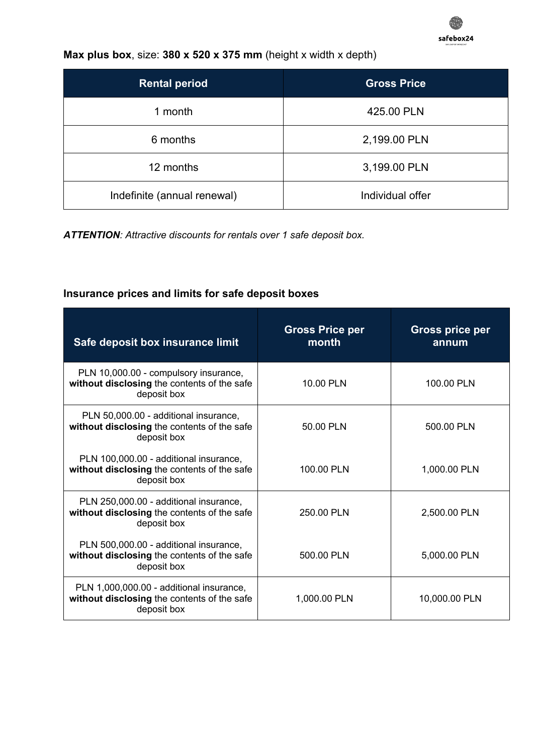**Max plus box**, size: **380 x 520 x 375 mm** (height x width x depth)

| Rental period | Gross Price |
|---|---|
| 1 month | 425.00 PLN |
| 6 months | 2,199.00 PLN |
| 12 months | 3,199.00 PLN |
| Indefinite (annual renewal) | Individual offer |

***ATTENTION****: Attractive discounts for rentals over 1 safe deposit box.*

### Insurance prices and limits for safe deposit boxes

| Safe deposit box insurance limit | Gross Price per month | Gross price per annum |
|---|---|---|
| PLN 10,000.00 - compulsory insurance, **without disclosing** the contents of the safe deposit box | 10.00 PLN | 100.00 PLN |
| PLN 50,000.00 - additional insurance, **without disclosing** the contents of the safe deposit box | 50.00 PLN | 500.00 PLN |
| PLN 100,000.00 - additional insurance, **without disclosing** the contents of the safe deposit box | 100.00 PLN | 1,000.00 PLN |
| PLN 250,000.00 - additional insurance, **without disclosing** the contents of the safe deposit box | 250.00 PLN | 2,500.00 PLN |
| PLN 500,000.00 - additional insurance, **without disclosing** the contents of the safe deposit box | 500.00 PLN | 5,000.00 PLN |
| PLN 1,000,000.00 - additional insurance, **without disclosing** the contents of the safe deposit box | 1,000.00 PLN | 10,000.00 PLN |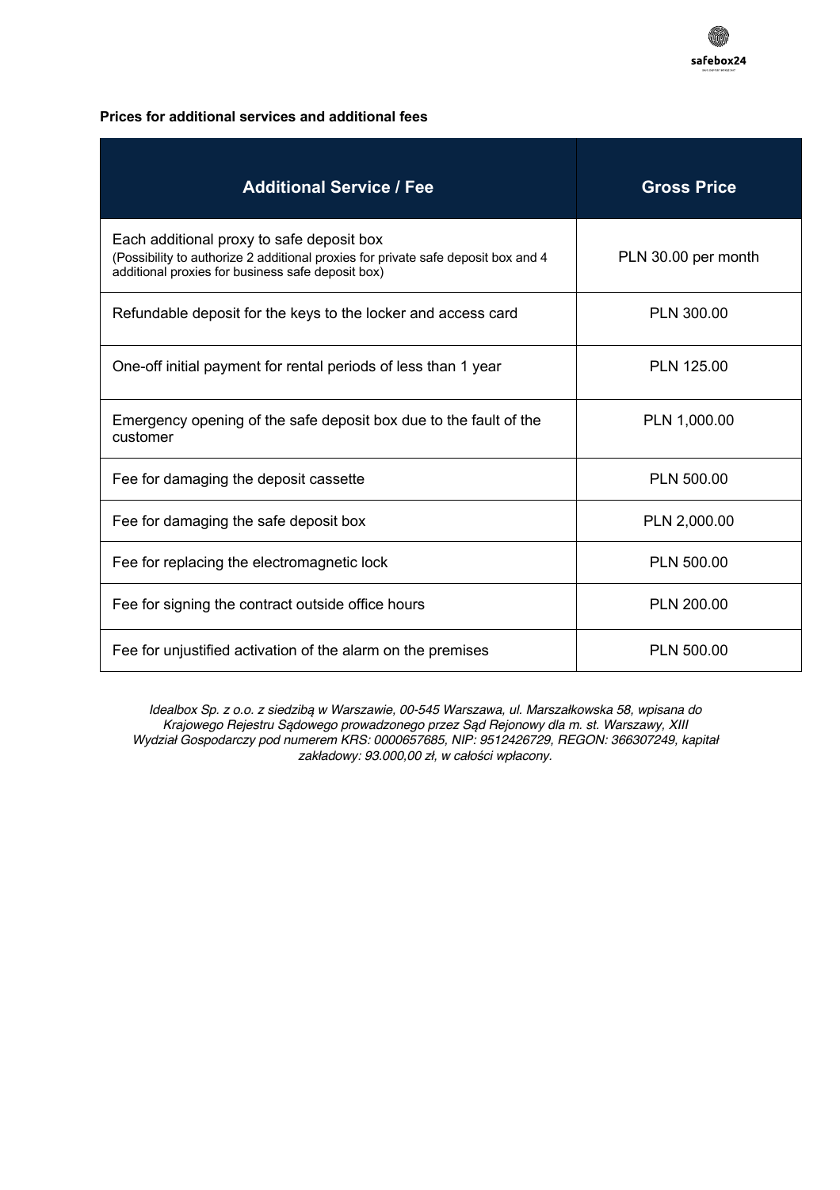**Prices for additional services and additional fees**

| Additional Service / Fee | Gross Price |
| --- | --- |
| Each additional proxy to safe deposit box<br>(Possibility to authorize 2 additional proxies for private safe deposit box and 4 additional proxies for business safe deposit box) | PLN 30.00 per month |
| Refundable deposit for the keys to the locker and access card | PLN 300.00 |
| One-off initial payment for rental periods of less than 1 year | PLN 125.00 |
| Emergency opening of the safe deposit box due to the fault of the customer | PLN 1,000.00 |
| Fee for damaging the deposit cassette | PLN 500.00 |
| Fee for damaging the safe deposit box | PLN 2,000.00 |
| Fee for replacing the electromagnetic lock | PLN 500.00 |
| Fee for signing the contract outside office hours | PLN 200.00 |
| Fee for unjustified activation of the alarm on the premises | PLN 500.00 |

*Idealbox Sp. z o.o. z siedzibą w Warszawie, 00-545 Warszawa, ul. Marszałkowska 58, wpisana do Krajowego Rejestru Sądowego prowadzonego przez Sąd Rejonowy dla m. st. Warszawy, XIII Wydział Gospodarczy pod numerem KRS: 0000657685, NIP: 9512426729, REGON: 366307249, kapitał zakładowy: 93.000,00 zł, w całości wpłacony.*